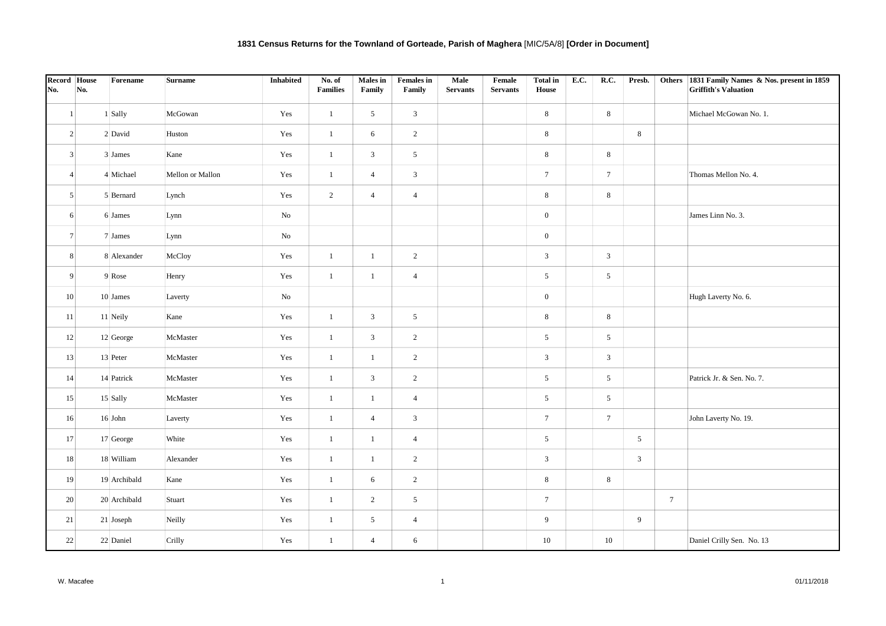# 1831 Census Returns for the Townland of Gorteade, Parish of Maghera [MIC/5A/8] **[Order in Document]**

| Record No. | House No. | Forename | Surname | Inhabited | No. of Families | Males in Family | Females in Family | Male Servants | Female Servants | Total in House | E.C. | R.C. | Presb. | Others | 1831 Family Names & Nos. present in 1859 Griffith's Valuation |
|---|---|---|---|---|---|---|---|---|---|---|---|---|---|---|---|
| 1 | 1 | Sally | McGowan | Yes | 1 | 5 | 3 | | | 8 | | 8 | | | Michael McGowan No. 1. |
| 2 | 2 | David | Huston | Yes | 1 | 6 | 2 | | | 8 | | | 8 | | |
| 3 | 3 | James | Kane | Yes | 1 | 3 | 5 | | | 8 | | 8 | | | |
| 4 | 4 | Michael | Mellon or Mallon | Yes | 1 | 4 | 3 | | | 7 | | 7 | | | Thomas Mellon No. 4. |
| 5 | 5 | Bernard | Lynch | Yes | 2 | 4 | 4 | | | 8 | | 8 | | | |
| 6 | 6 | James | Lynn | No | | | | | | 0 | | | | | James Linn No. 3. |
| 7 | 7 | James | Lynn | No | | | | | | 0 | | | | | |
| 8 | 8 | Alexander | McCloy | Yes | 1 | 1 | 2 | | | 3 | | 3 | | | |
| 9 | 9 | Rose | Henry | Yes | 1 | 1 | 4 | | | 5 | | 5 | | | |
| 10 | 10 | James | Laverty | No | | | | | | 0 | | | | | Hugh Laverty No. 6. |
| 11 | 11 | Neily | Kane | Yes | 1 | 3 | 5 | | | 8 | | 8 | | | |
| 12 | 12 | George | McMaster | Yes | 1 | 3 | 2 | | | 5 | | 5 | | | |
| 13 | 13 | Peter | McMaster | Yes | 1 | 1 | 2 | | | 3 | | 3 | | | |
| 14 | 14 | Patrick | McMaster | Yes | 1 | 3 | 2 | | | 5 | | 5 | | | Patrick Jr. & Sen. No. 7. |
| 15 | 15 | Sally | McMaster | Yes | 1 | 1 | 4 | | | 5 | | 5 | | | |
| 16 | 16 | John | Laverty | Yes | 1 | 4 | 3 | | | 7 | | 7 | | | John Laverty No. 19. |
| 17 | 17 | George | White | Yes | 1 | 1 | 4 | | | 5 | | | 5 | | |
| 18 | 18 | William | Alexander | Yes | 1 | 1 | 2 | | | 3 | | | 3 | | |
| 19 | 19 | Archibald | Kane | Yes | 1 | 6 | 2 | | | 8 | | 8 | | | |
| 20 | 20 | Archibald | Stuart | Yes | 1 | 2 | 5 | | | 7 | | | | 7 | |
| 21 | 21 | Joseph | Neilly | Yes | 1 | 5 | 4 | | | 9 | | | 9 | | |
| 22 | 22 | Daniel | Crilly | Yes | 1 | 4 | 6 | | | 10 | | 10 | | | Daniel Crilly Sen. No. 13 |

W. Macafee 01/11/2018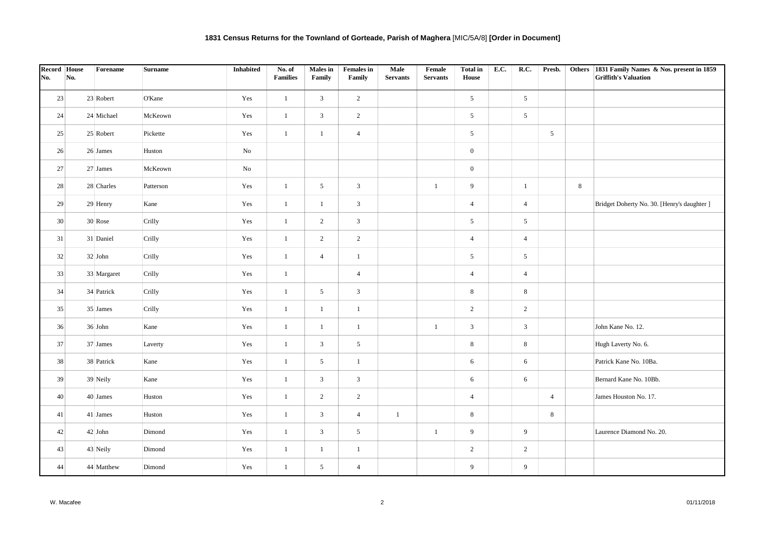## 1831 Census Returns for the Townland of Gorteade, Parish of Maghera [MIC/5A/8] [Order in Document]

| Record No. | House No. | Forename | Surname | Inhabited | No. of Families | Males in Family | Females in Family | Male Servants | Female Servants | Total in House | E.C. | R.C. | Presb. | Others | 1831 Family Names & Nos. present in 1859 Griffith's Valuation |
|---|---|---|---|---|---|---|---|---|---|---|---|---|---|---|---|
| 23 | 23 | Robert | O'Kane | Yes | 1 | 3 | 2 | | | 5 | | 5 | | | |
| 24 | 24 | Michael | McKeown | Yes | 1 | 3 | 2 | | | 5 | | 5 | | | |
| 25 | 25 | Robert | Pickette | Yes | 1 | 1 | 4 | | | 5 | | | 5 | | |
| 26 | 26 | James | Huston | No | | | | | | 0 | | | | | |
| 27 | 27 | James | McKeown | No | | | | | | 0 | | | | | |
| 28 | 28 | Charles | Patterson | Yes | 1 | 5 | 3 | | 1 | 9 | | 1 | | 8 | |
| 29 | 29 | Henry | Kane | Yes | 1 | 1 | 3 | | | 4 | | 4 | | | Bridget Doherty No. 30. [Henry's daughter ] |
| 30 | 30 | Rose | Crilly | Yes | 1 | 2 | 3 | | | 5 | | 5 | | | |
| 31 | 31 | Daniel | Crilly | Yes | 1 | 2 | 2 | | | 4 | | 4 | | | |
| 32 | 32 | John | Crilly | Yes | 1 | 4 | 1 | | | 5 | | 5 | | | |
| 33 | 33 | Margaret | Crilly | Yes | 1 | | 4 | | | 4 | | 4 | | | |
| 34 | 34 | Patrick | Crilly | Yes | 1 | 5 | 3 | | | 8 | | 8 | | | |
| 35 | 35 | James | Crilly | Yes | 1 | 1 | 1 | | | 2 | | 2 | | | |
| 36 | 36 | John | Kane | Yes | 1 | 1 | 1 | | 1 | 3 | | 3 | | | John Kane No. 12. |
| 37 | 37 | James | Laverty | Yes | 1 | 3 | 5 | | | 8 | | 8 | | | Hugh Laverty No. 6. |
| 38 | 38 | Patrick | Kane | Yes | 1 | 5 | 1 | | | 6 | | 6 | | | Patrick Kane No. 10Ba. |
| 39 | 39 | Neily | Kane | Yes | 1 | 3 | 3 | | | 6 | | 6 | | | Bernard Kane No. 10Bb. |
| 40 | 40 | James | Huston | Yes | 1 | 2 | 2 | | | 4 | | | 4 | | James Houston No. 17. |
| 41 | 41 | James | Huston | Yes | 1 | 3 | 4 | 1 | | 8 | | | 8 | | |
| 42 | 42 | John | Dimond | Yes | 1 | 3 | 5 | | 1 | 9 | | 9 | | | Laurence Diamond No. 20. |
| 43 | 43 | Neily | Dimond | Yes | 1 | 1 | 1 | | | 2 | | 2 | | | |
| 44 | 44 | Matthew | Dimond | Yes | 1 | 5 | 4 | | | 9 | | 9 | | | |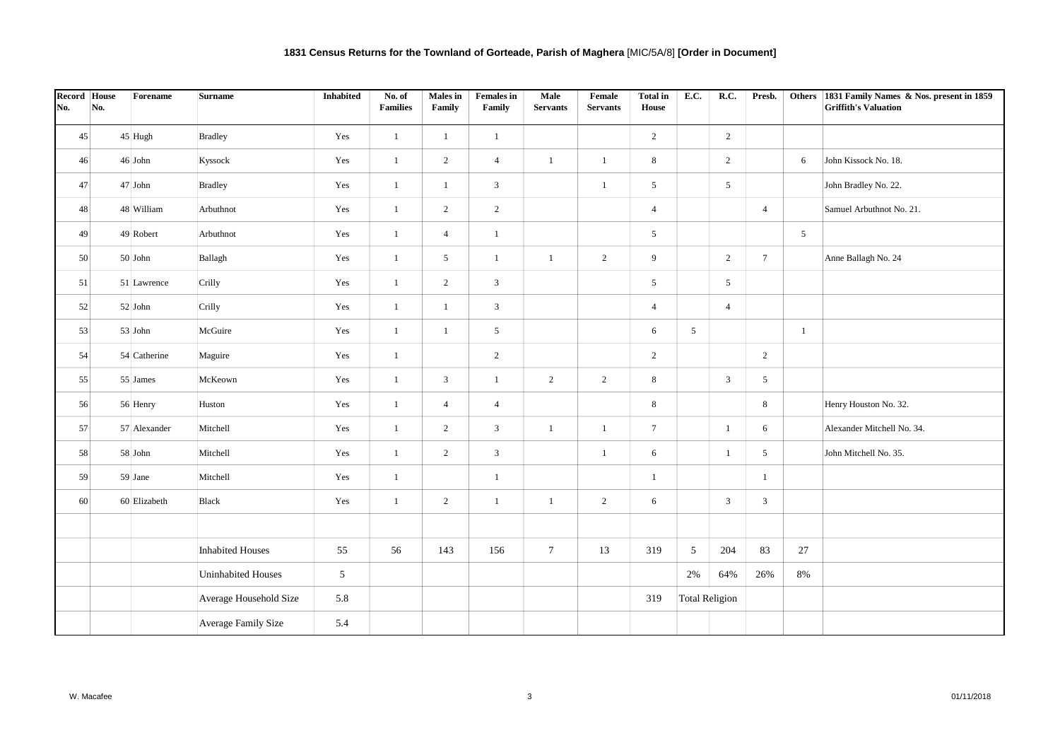**1831 Census Returns for the Townland of Gorteade, Parish of Maghera** [MIC/5A/8] **[Order in Document]**

| Record No. | House No. | Forename | Surname | Inhabited | No. of Families | Males in Family | Females in Family | Male Servants | Female Servants | Total in House | E.C. | R.C. | Presb. | Others | 1831 Family Names & Nos. present in 1859 Griffith's Valuation |
|---|---|---|---|---|---|---|---|---|---|---|---|---|---|---|---|
| 45 | 45 | Hugh | Bradley | Yes | 1 | 1 | 1 | | | 2 | | 2 | | | |
| 46 | 46 | John | Kyssock | Yes | 1 | 2 | 4 | 1 | 1 | 8 | | 2 | | 6 | John Kissock No. 18. |
| 47 | 47 | John | Bradley | Yes | 1 | 1 | 3 | | 1 | 5 | | 5 | | | John Bradley No. 22. |
| 48 | 48 | William | Arbuthnot | Yes | 1 | 2 | 2 | | | 4 | | | 4 | | Samuel Arbuthnot No. 21. |
| 49 | 49 | Robert | Arbuthnot | Yes | 1 | 4 | 1 | | | 5 | | | | 5 | |
| 50 | 50 | John | Ballagh | Yes | 1 | 5 | 1 | 1 | 2 | 9 | | 2 | 7 | | Anne Ballagh No. 24 |
| 51 | 51 | Lawrence | Crilly | Yes | 1 | 2 | 3 | | | 5 | | 5 | | | |
| 52 | 52 | John | Crilly | Yes | 1 | 1 | 3 | | | 4 | | 4 | | | |
| 53 | 53 | John | McGuire | Yes | 1 | 1 | 5 | | | 6 | 5 | | | 1 | |
| 54 | 54 | Catherine | Maguire | Yes | 1 | | 2 | | | 2 | | | 2 | | |
| 55 | 55 | James | McKeown | Yes | 1 | 3 | 1 | 2 | 2 | 8 | | 3 | 5 | | |
| 56 | 56 | Henry | Huston | Yes | 1 | 4 | 4 | | | 8 | | | 8 | | Henry Houston No. 32. |
| 57 | 57 | Alexander | Mitchell | Yes | 1 | 2 | 3 | 1 | 1 | 7 | | 1 | 6 | | Alexander Mitchell No. 34. |
| 58 | 58 | John | Mitchell | Yes | 1 | 2 | 3 | | 1 | 6 | | 1 | 5 | | John Mitchell No. 35. |
| 59 | 59 | Jane | Mitchell | Yes | 1 | | 1 | | | 1 | | | 1 | | |
| 60 | 60 | Elizabeth | Black | Yes | 1 | 2 | 1 | 1 | 2 | 6 | | 3 | 3 | | |
| | | | | | | | | | | | | | | | |
| | | | Inhabited Houses | 55 | 56 | 143 | 156 | 7 | 13 | 319 | 5 | 204 | 83 | 27 | |
| | | | Uninhabited Houses | 5 | | | | | | | 2% | 64% | 26% | 8% | |
| | | | Average Household Size | 5.8 | | | | | | 319 | Total Religion | | | | |
| | | | Average Family Size | 5.4 | | | | | | | | | | | |